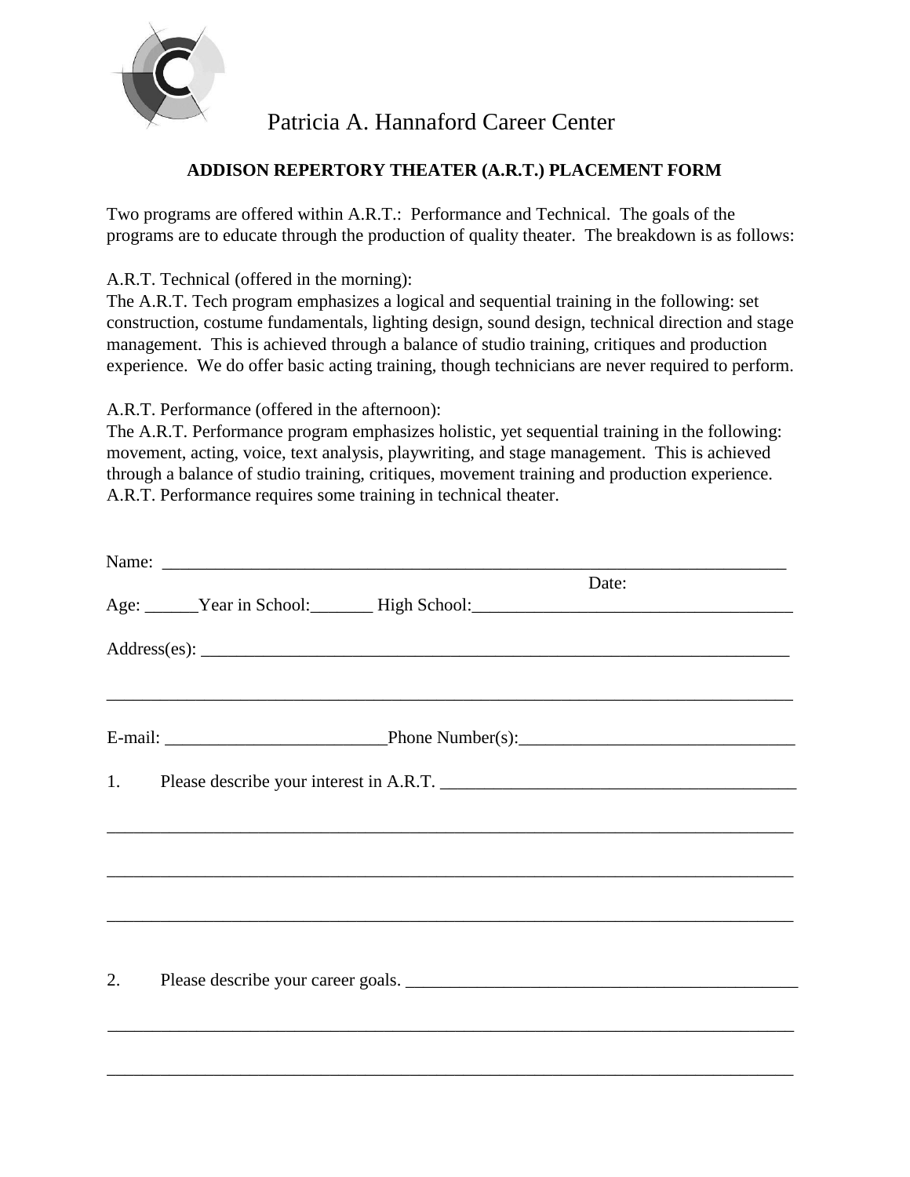Patricia A. Hannaford Career Center

## ADDISON REPERTORY THEATER (A.R.T.) PLACEMENT FORM

Two programs are offered within A.R.T.: Performance and Technical. The goals of the programs are to educate through the production of quality theater. The breakdown is as follows:

A.R.T. Technical (offered in the morning):
The A.R.T. Tech program emphasizes a logical and sequential training in the following: set construction, costume fundamentals, lighting design, sound design, technical direction and stage management. This is achieved through a balance of studio training, critiques and production experience. We do offer basic acting training, though technicians are never required to perform.

A.R.T. Performance (offered in the afternoon):
The A.R.T. Performance program emphasizes holistic, yet sequential training in the following: movement, acting, voice, text analysis, playwriting, and stage management. This is achieved through a balance of studio training, critiques, movement training and production experience. A.R.T. Performance requires some training in technical theater.

Name: ___________________________________________________________________________

Date:

Age: ______Year in School:_______ High School:____________________________________

Address(es): ____________________________________________________________________

_______________________________________________________________________________

E-mail: _________________________Phone Number(s):_______________________________

1. Please describe your interest in A.R.T. ________________________________________

_______________________________________________________________________________

_______________________________________________________________________________

_______________________________________________________________________________

2. Please describe your career goals. ____________________________________________

_______________________________________________________________________________

_______________________________________________________________________________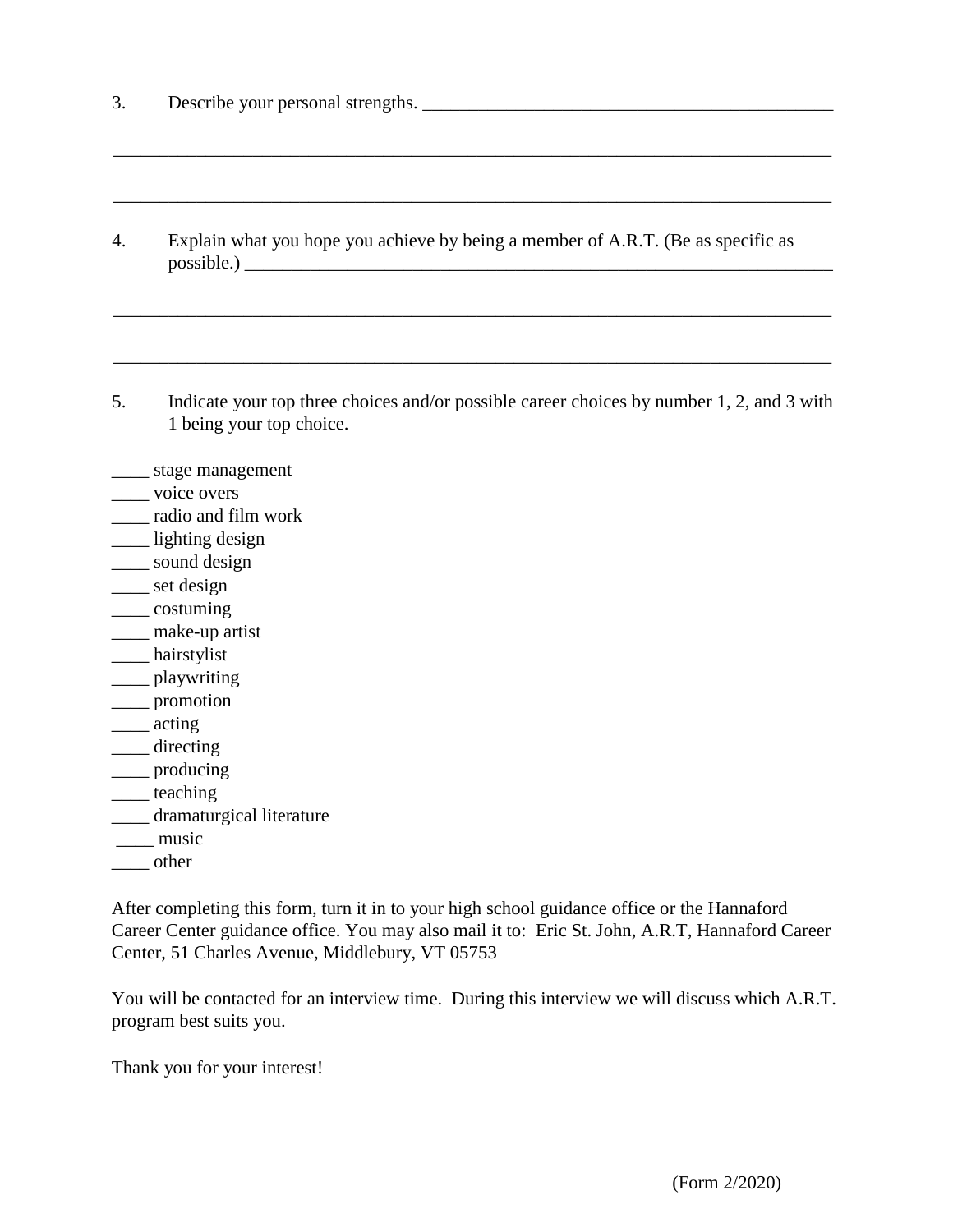3. Describe your personal strengths. ____________________________________________

______________________________________________________________________________

______________________________________________________________________________

4. Explain what you hope you achieve by being a member of A.R.T. (Be as specific as possible.) ______________________________________________________________

______________________________________________________________________________

______________________________________________________________________________

5. Indicate your top three choices and/or possible career choices by number 1, 2, and 3 with 1 being your top choice.

____ stage management
____ voice overs
____ radio and film work
____ lighting design
____ sound design
____ set design
____ costuming
____ make-up artist
____ hairstylist
____ playwriting
____ promotion
____ acting
____ directing
____ producing
____ teaching
____ dramaturgical literature
____ music
____ other

After completing this form, turn it in to your high school guidance office or the Hannaford Career Center guidance office. You may also mail it to: Eric St. John, A.R.T, Hannaford Career Center, 51 Charles Avenue, Middlebury, VT 05753

You will be contacted for an interview time. During this interview we will discuss which A.R.T. program best suits you.

Thank you for your interest!

(Form 2/2020)